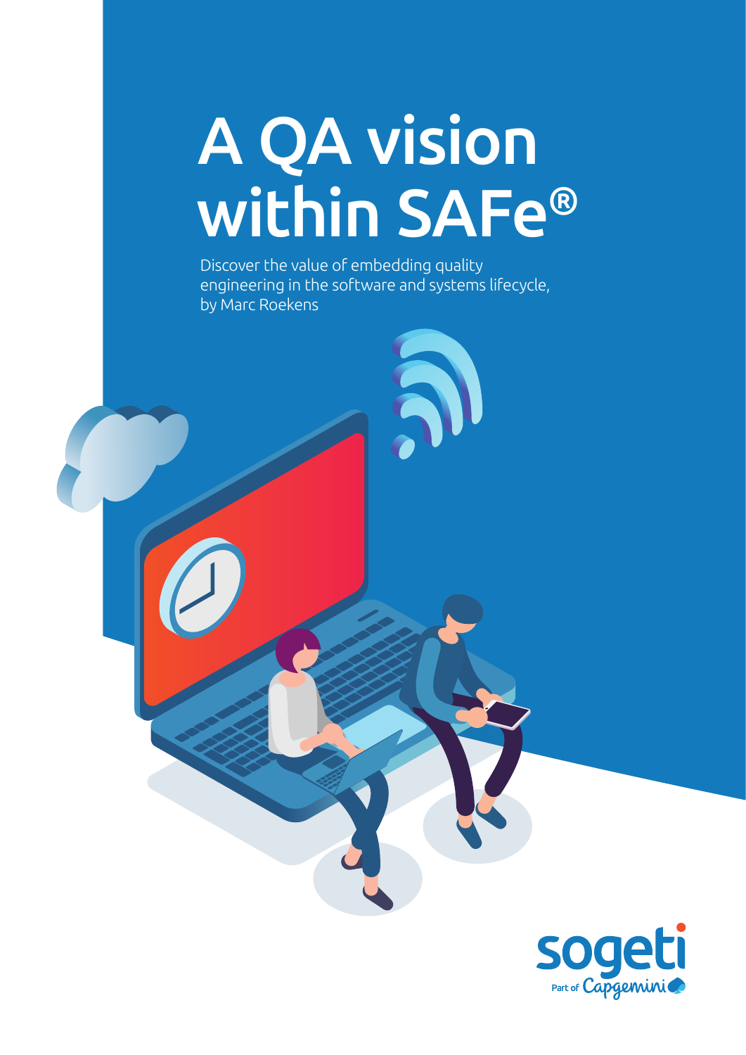# A QA vision within SAFe®

Discover the value of embedding quality engineering in the software and systems lifecycle, by Marc Roekens

sogeti

Part of Capgemini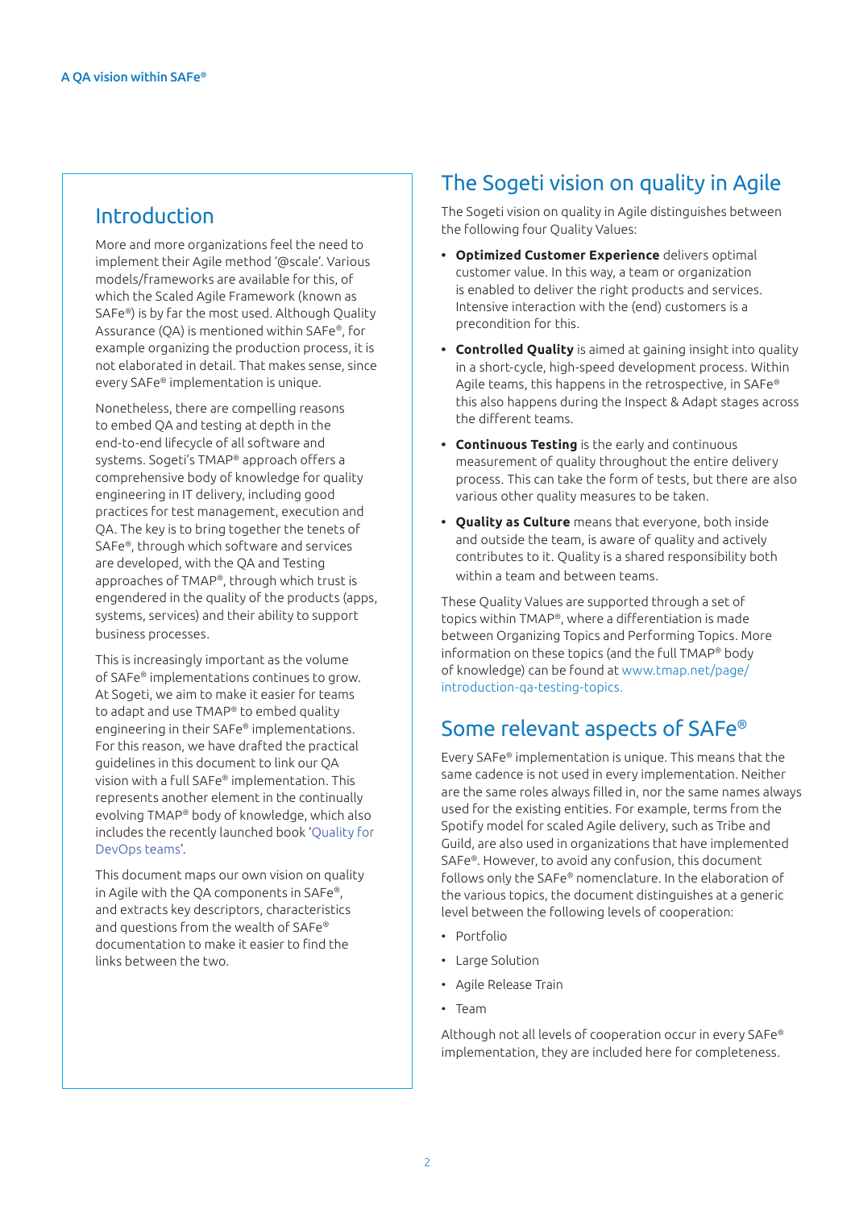## Introduction

More and more organizations feel the need to implement their Agile method '@scale'. Various models/frameworks are available for this, of which the Scaled Agile Framework (known as SAFe®) is by far the most used. Although Quality Assurance (QA) is mentioned within SAFe®, for example organizing the production process, it is not elaborated in detail. That makes sense, since every SAFe® implementation is unique.

Nonetheless, there are compelling reasons to embed QA and testing at depth in the end-to-end lifecycle of all software and systems. Sogeti's TMAP® approach offers a comprehensive body of knowledge for quality engineering in IT delivery, including good practices for test management, execution and QA. The key is to bring together the tenets of SAFe®, through which software and services are developed, with the QA and Testing approaches of TMAP®, through which trust is engendered in the quality of the products (apps, systems, services) and their ability to support business processes.

This is increasingly important as the volume of SAFe® implementations continues to grow. At Sogeti, we aim to make it easier for teams to adapt and use TMAP® to embed quality engineering in their SAFe® implementations. For this reason, we have drafted the practical guidelines in this document to link our QA vision with a full SAFe® implementation. This represents another element in the continually evolving TMAP® body of knowledge, which also includes the recently launched book 'Quality for DevOps teams'.

This document maps our own vision on quality in Agile with the QA components in SAFe®, and extracts key descriptors, characteristics and questions from the wealth of SAFe® documentation to make it easier to find the links between the two.

## The Sogeti vision on quality in Agile

The Sogeti vision on quality in Agile distinguishes between the following four Quality Values:

- **Optimized Customer Experience** delivers optimal customer value. In this way, a team or organization is enabled to deliver the right products and services. Intensive interaction with the (end) customers is a precondition for this.
- **Controlled Quality** is aimed at gaining insight into quality in a short-cycle, high-speed development process. Within Agile teams, this happens in the retrospective, in SAFe® this also happens during the Inspect & Adapt stages across the different teams.
- **Continuous Testing** is the early and continuous measurement of quality throughout the entire delivery process. This can take the form of tests, but there are also various other quality measures to be taken.
- **Quality as Culture** means that everyone, both inside and outside the team, is aware of quality and actively contributes to it. Quality is a shared responsibility both within a team and between teams.

These Quality Values are supported through a set of topics within TMAP®, where a differentiation is made between Organizing Topics and Performing Topics. More information on these topics (and the full TMAP® body of knowledge) can be found at www.tmap.net/page/introduction-qa-testing-topics.

## Some relevant aspects of SAFe®

Every SAFe® implementation is unique. This means that the same cadence is not used in every implementation. Neither are the same roles always filled in, nor the same names always used for the existing entities. For example, terms from the Spotify model for scaled Agile delivery, such as Tribe and Guild, are also used in organizations that have implemented SAFe®. However, to avoid any confusion, this document follows only the SAFe® nomenclature. In the elaboration of the various topics, the document distinguishes at a generic level between the following levels of cooperation:

- Portfolio
- Large Solution
- Agile Release Train
- Team

Although not all levels of cooperation occur in every SAFe® implementation, they are included here for completeness.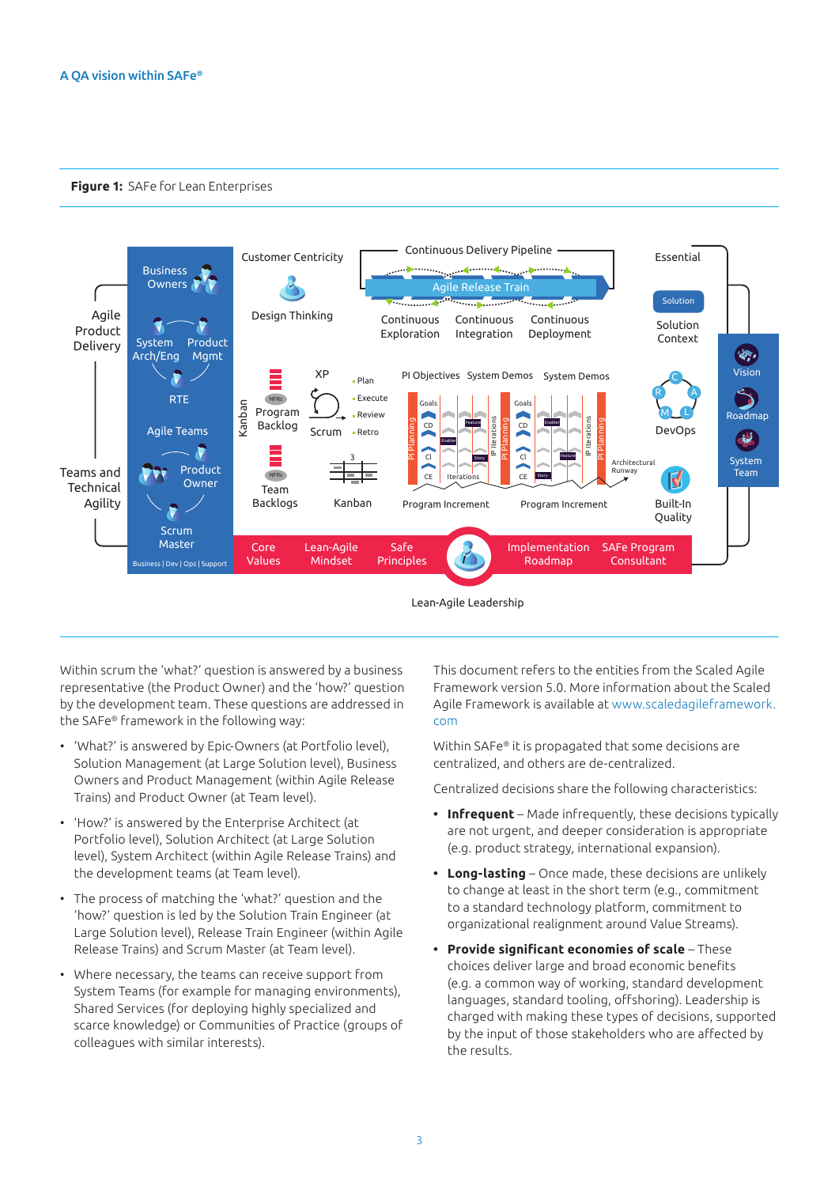A QA vision within SAFe®

**Figure 1:** SAFe for Lean Enterprises

Within scrum the 'what?' question is answered by a business representative (the Product Owner) and the 'how?' question by the development team. These questions are addressed in the SAFe® framework in the following way:

- 'What?' is answered by Epic-Owners (at Portfolio level), Solution Management (at Large Solution level), Business Owners and Product Management (within Agile Release Trains) and Product Owner (at Team level).
- 'How?' is answered by the Enterprise Architect (at Portfolio level), Solution Architect (at Large Solution level), System Architect (within Agile Release Trains) and the development teams (at Team level).
- The process of matching the 'what?' question and the 'how?' question is led by the Solution Train Engineer (at Large Solution level), Release Train Engineer (within Agile Release Trains) and Scrum Master (at Team level).
- Where necessary, the teams can receive support from System Teams (for example for managing environments), Shared Services (for deploying highly specialized and scarce knowledge) or Communities of Practice (groups of colleagues with similar interests).

This document refers to the entities from the Scaled Agile Framework version 5.0. More information about the Scaled Agile Framework is available at www.scaledagileframework.com

Within SAFe® it is propagated that some decisions are centralized, and others are de-centralized.

Centralized decisions share the following characteristics:

- **Infrequent** – Made infrequently, these decisions typically are not urgent, and deeper consideration is appropriate (e.g. product strategy, international expansion).
- **Long-lasting** – Once made, these decisions are unlikely to change at least in the short term (e.g., commitment to a standard technology platform, commitment to organizational realignment around Value Streams).
- **Provide significant economies of scale** – These choices deliver large and broad economic benefits (e.g. a common way of working, standard development languages, standard tooling, offshoring). Leadership is charged with making these types of decisions, supported by the input of those stakeholders who are affected by the results.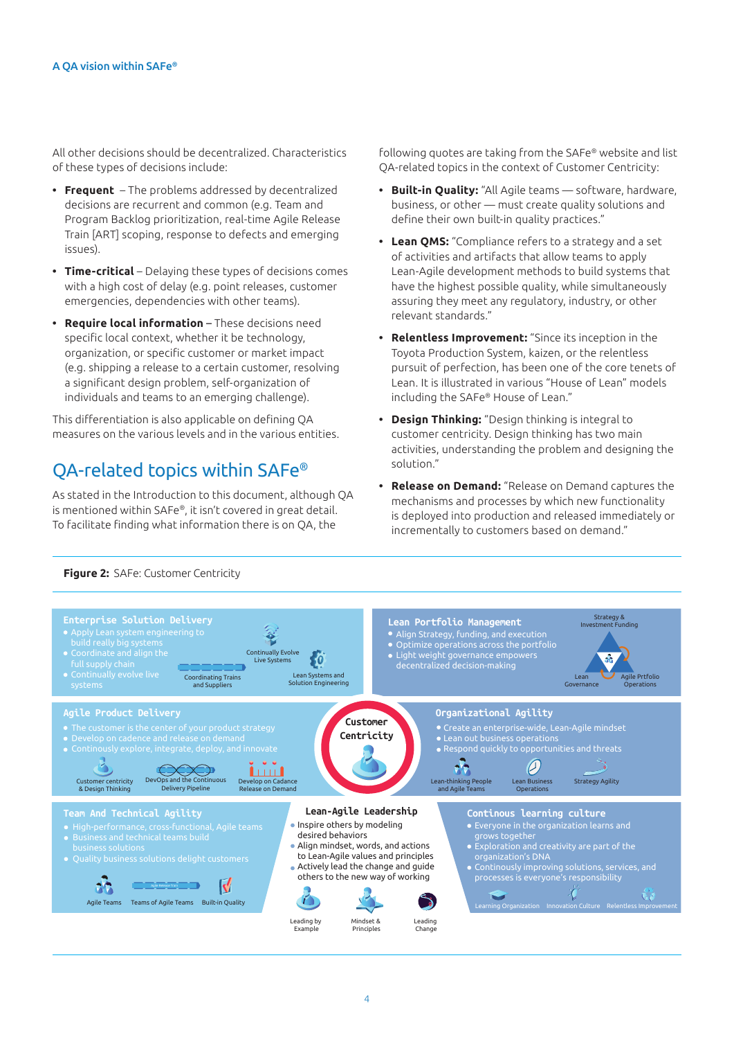All other decisions should be decentralized. Characteristics of these types of decisions include:

- **Frequent** – The problems addressed by decentralized decisions are recurrent and common (e.g. Team and Program Backlog prioritization, real-time Agile Release Train [ART] scoping, response to defects and emerging issues).
- **Time-critical** – Delaying these types of decisions comes with a high cost of delay (e.g. point releases, customer emergencies, dependencies with other teams).
- **Require local information** – These decisions need specific local context, whether it be technology, organization, or specific customer or market impact (e.g. shipping a release to a certain customer, resolving a significant design problem, self-organization of individuals and teams to an emerging challenge).

This differentiation is also applicable on defining QA measures on the various levels and in the various entities.

## QA-related topics within SAFe®

As stated in the Introduction to this document, although QA is mentioned within SAFe®, it isn't covered in great detail. To facilitate finding what information there is on QA, the following quotes are taking from the SAFe® website and list QA-related topics in the context of Customer Centricity:

- **Built-in Quality:** "All Agile teams — software, hardware, business, or other — must create quality solutions and define their own built-in quality practices."
- **Lean QMS:** "Compliance refers to a strategy and a set of activities and artifacts that allow teams to apply Lean-Agile development methods to build systems that have the highest possible quality, while simultaneously assuring they meet any regulatory, industry, or other relevant standards."
- **Relentless Improvement:** "Since its inception in the Toyota Production System, kaizen, or the relentless pursuit of perfection, has been one of the core tenets of Lean. It is illustrated in various "House of Lean" models including the SAFe® House of Lean."
- **Design Thinking:** "Design thinking is integral to customer centricity. Design thinking has two main activities, understanding the problem and designing the solution."
- **Release on Demand:** "Release on Demand captures the mechanisms and processes by which new functionality is deployed into production and released immediately or incrementally to customers based on demand."

**Figure 2:** SAFe: Customer Centricity

**Enterprise Solution Delivery**
- Apply Lean system engineering to build really big systems
- Coordinate and align the full supply chain
- Continually evolve live systems

Coordinating Trains and Suppliers · Continually Evolve Live Systems · Lean Systems and Solution Engineering

**Lean Portfolio Management**
- Align Strategy, funding, and execution
- Optimize operations across the portfolio
- Light weight governance empowers decentralized decision-making

Strategy & Investment Funding · Lean Governance · Agile Prtfolio Operations

**Agile Product Delivery**
- The customer is the center of your product strategy
- Develop on cadence and release on demand
- Continously explore, integrate, deploy, and innovate

Customer centricity & Design Thinking · DevOps and the Continuous Delivery Pipeline · Develop on Cadence Release on Demand

**Customer Centricity**

**Organizational Agility**
- Create an enterprise-wide, Lean-Agile mindset
- Lean out business operations
- Respond quickly to opportunities and threats

Lean-thinking People and Agile Teams · Lean Business Operations · Strategy Agility

**Team And Technical Agility**
- High-performance, cross-functional, Agile teams
- Business and technical teams build business solutions
- Quality business solutions delight customers

Agile Teams · Teams of Agile Teams · Built-in Quality

**Lean-Agile Leadership**
- Inspire others by modeling desired behaviors
- Align mindset, words, and actions to Lean-Agile values and principles
- Actively lead the change and guide others to the new way of working

Leading by Example · Mindset & Principles · Leading Change

**Continous learning culture**
- Everyone in the organization learns and grows together
- Exploration and creativity are part of the organization's DNA
- Continously improving solutions, services, and processes is everyone's responsibility

Learning Organization · Innovation Culture · Relentless Improvement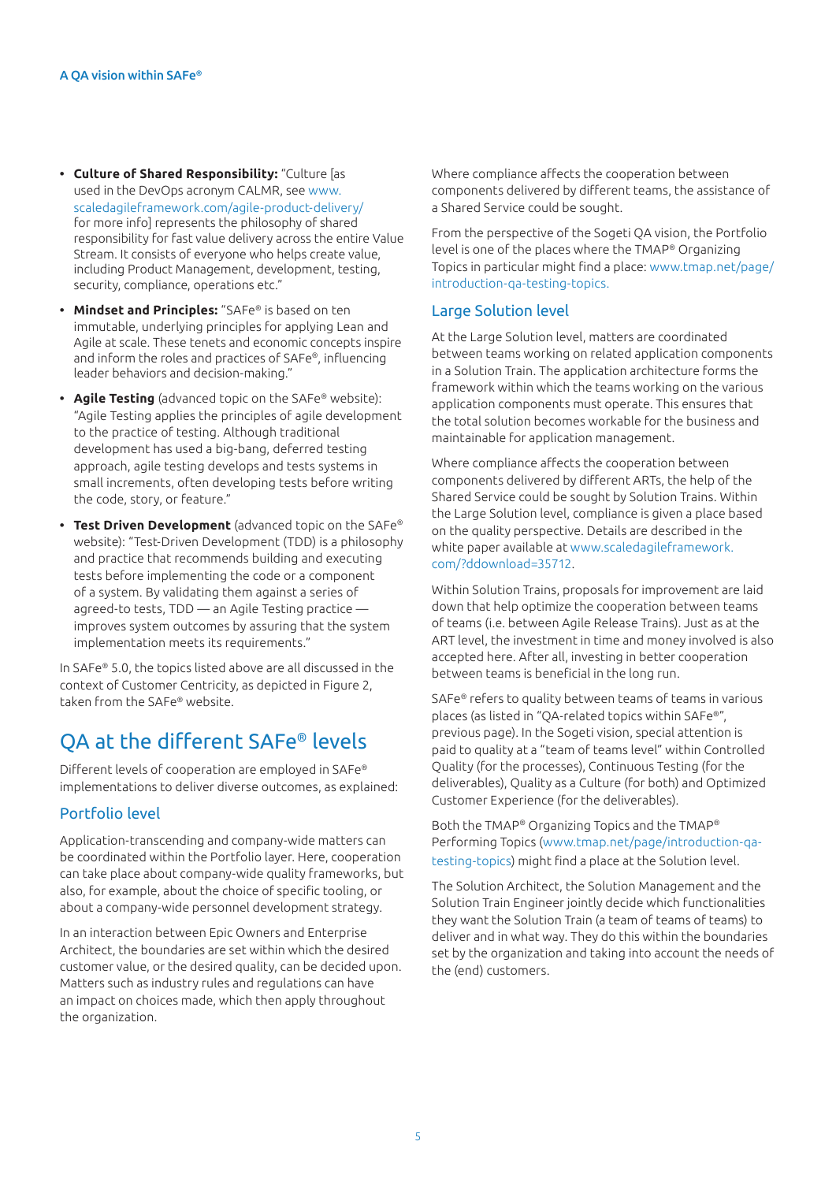- **Culture of Shared Responsibility:** "Culture [as used in the DevOps acronym CALMR, see www.scaledagileframework.com/agile-product-delivery/ for more info] represents the philosophy of shared responsibility for fast value delivery across the entire Value Stream. It consists of everyone who helps create value, including Product Management, development, testing, security, compliance, operations etc."
- **Mindset and Principles:** "SAFe® is based on ten immutable, underlying principles for applying Lean and Agile at scale. These tenets and economic concepts inspire and inform the roles and practices of SAFe®, influencing leader behaviors and decision-making."
- **Agile Testing** (advanced topic on the SAFe® website): "Agile Testing applies the principles of agile development to the practice of testing. Although traditional development has used a big-bang, deferred testing approach, agile testing develops and tests systems in small increments, often developing tests before writing the code, story, or feature."
- **Test Driven Development** (advanced topic on the SAFe® website): "Test-Driven Development (TDD) is a philosophy and practice that recommends building and executing tests before implementing the code or a component of a system. By validating them against a series of agreed-to tests, TDD — an Agile Testing practice — improves system outcomes by assuring that the system implementation meets its requirements."

In SAFe® 5.0, the topics listed above are all discussed in the context of Customer Centricity, as depicted in Figure 2, taken from the SAFe® website.

# QA at the different SAFe® levels

Different levels of cooperation are employed in SAFe® implementations to deliver diverse outcomes, as explained:

## Portfolio level

Application-transcending and company-wide matters can be coordinated within the Portfolio layer. Here, cooperation can take place about company-wide quality frameworks, but also, for example, about the choice of specific tooling, or about a company-wide personnel development strategy.

In an interaction between Epic Owners and Enterprise Architect, the boundaries are set within which the desired customer value, or the desired quality, can be decided upon. Matters such as industry rules and regulations can have an impact on choices made, which then apply throughout the organization.

Where compliance affects the cooperation between components delivered by different teams, the assistance of a Shared Service could be sought.

From the perspective of the Sogeti QA vision, the Portfolio level is one of the places where the TMAP® Organizing Topics in particular might find a place: www.tmap.net/page/introduction-qa-testing-topics.

## Large Solution level

At the Large Solution level, matters are coordinated between teams working on related application components in a Solution Train. The application architecture forms the framework within which the teams working on the various application components must operate. This ensures that the total solution becomes workable for the business and maintainable for application management.

Where compliance affects the cooperation between components delivered by different ARTs, the help of the Shared Service could be sought by Solution Trains. Within the Large Solution level, compliance is given a place based on the quality perspective. Details are described in the white paper available at www.scaledagileframework.com/?ddownload=35712.

Within Solution Trains, proposals for improvement are laid down that help optimize the cooperation between teams of teams (i.e. between Agile Release Trains). Just as at the ART level, the investment in time and money involved is also accepted here. After all, investing in better cooperation between teams is beneficial in the long run.

SAFe® refers to quality between teams of teams in various places (as listed in "QA-related topics within SAFe®", previous page). In the Sogeti vision, special attention is paid to quality at a "team of teams level" within Controlled Quality (for the processes), Continuous Testing (for the deliverables), Quality as a Culture (for both) and Optimized Customer Experience (for the deliverables).

Both the TMAP® Organizing Topics and the TMAP® Performing Topics (www.tmap.net/page/introduction-qa-testing-topics) might find a place at the Solution level.

The Solution Architect, the Solution Management and the Solution Train Engineer jointly decide which functionalities they want the Solution Train (a team of teams of teams) to deliver and in what way. They do this within the boundaries set by the organization and taking into account the needs of the (end) customers.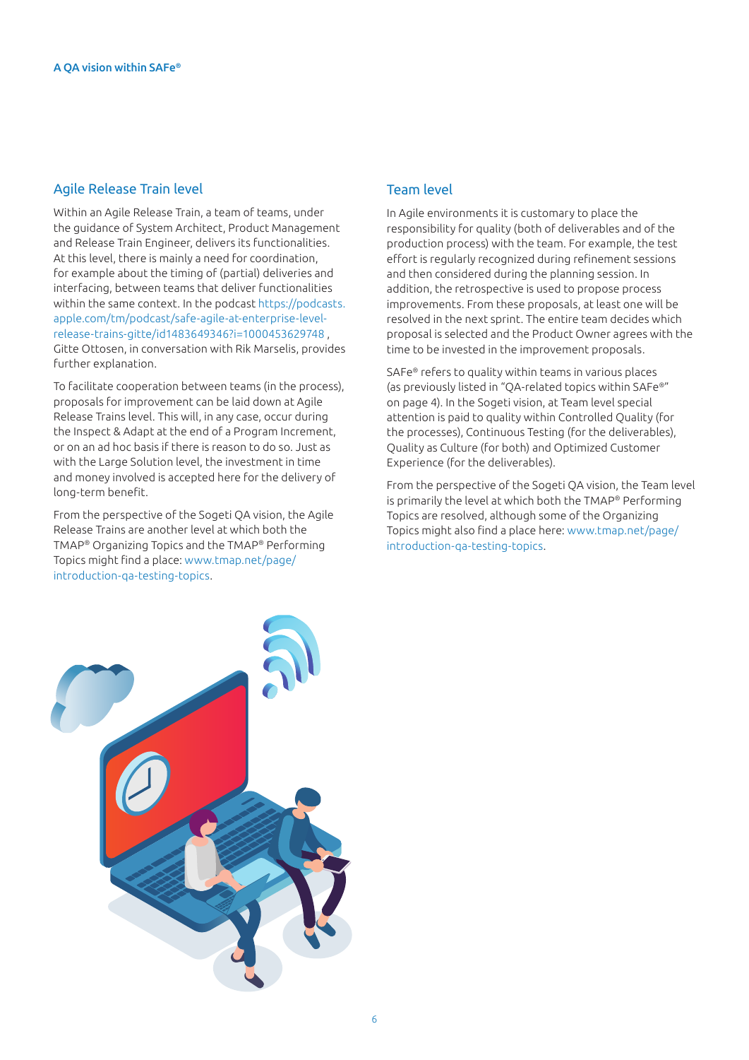## Agile Release Train level

Within an Agile Release Train, a team of teams, under the guidance of System Architect, Product Management and Release Train Engineer, delivers its functionalities. At this level, there is mainly a need for coordination, for example about the timing of (partial) deliveries and interfacing, between teams that deliver functionalities within the same context. In the podcast https://podcasts.apple.com/tm/podcast/safe-agile-at-enterprise-level-release-trains-gitte/id1483649346?i=1000453629748 , Gitte Ottosen, in conversation with Rik Marselis, provides further explanation.

To facilitate cooperation between teams (in the process), proposals for improvement can be laid down at Agile Release Trains level. This will, in any case, occur during the Inspect & Adapt at the end of a Program Increment, or on an ad hoc basis if there is reason to do so. Just as with the Large Solution level, the investment in time and money involved is accepted here for the delivery of long-term benefit.

From the perspective of the Sogeti QA vision, the Agile Release Trains are another level at which both the TMAP® Organizing Topics and the TMAP® Performing Topics might find a place: www.tmap.net/page/introduction-qa-testing-topics.

## Team level

In Agile environments it is customary to place the responsibility for quality (both of deliverables and of the production process) with the team. For example, the test effort is regularly recognized during refinement sessions and then considered during the planning session. In addition, the retrospective is used to propose process improvements. From these proposals, at least one will be resolved in the next sprint. The entire team decides which proposal is selected and the Product Owner agrees with the time to be invested in the improvement proposals.

SAFe® refers to quality within teams in various places (as previously listed in "QA-related topics within SAFe®" on page 4). In the Sogeti vision, at Team level special attention is paid to quality within Controlled Quality (for the processes), Continuous Testing (for the deliverables), Quality as Culture (for both) and Optimized Customer Experience (for the deliverables).

From the perspective of the Sogeti QA vision, the Team level is primarily the level at which both the TMAP® Performing Topics are resolved, although some of the Organizing Topics might also find a place here: www.tmap.net/page/introduction-qa-testing-topics.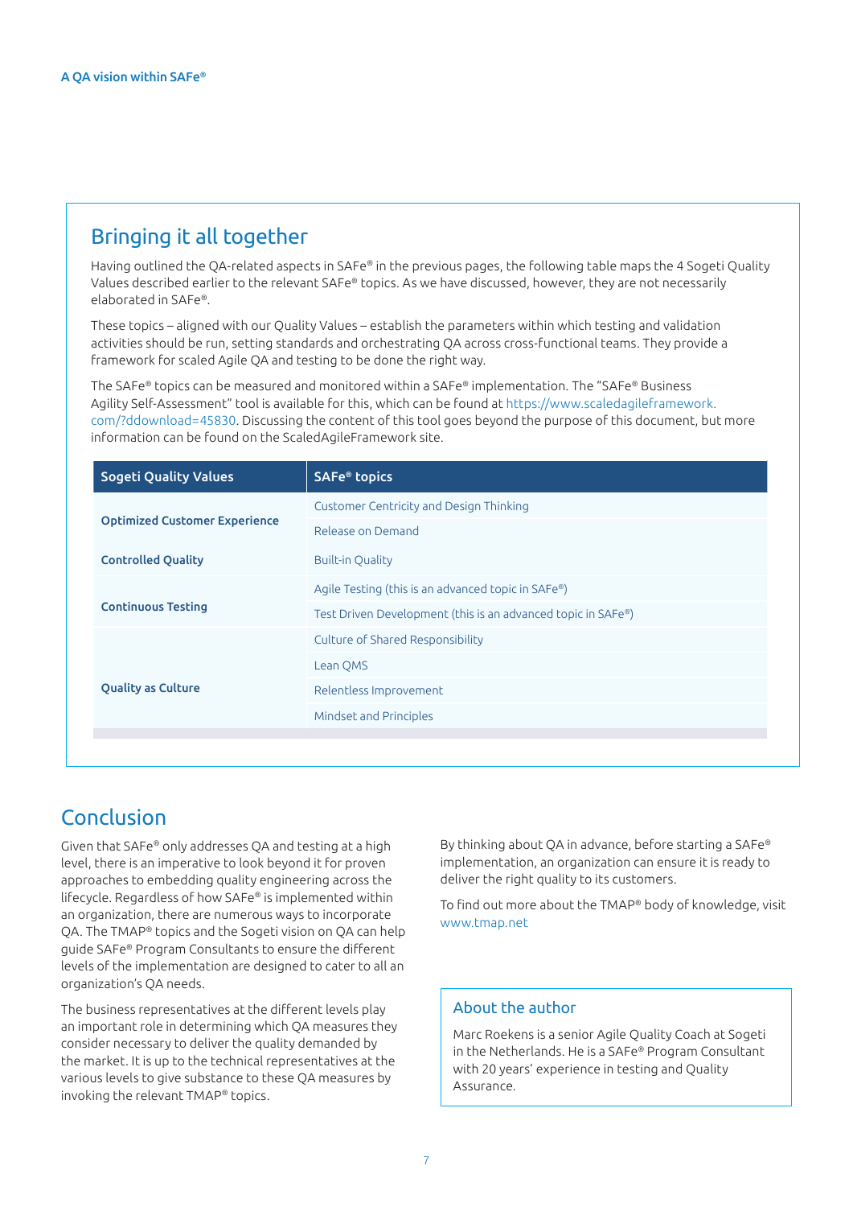## Bringing it all together

Having outlined the QA-related aspects in SAFe® in the previous pages, the following table maps the 4 Sogeti Quality Values described earlier to the relevant SAFe® topics. As we have discussed, however, they are not necessarily elaborated in SAFe®.

These topics – aligned with our Quality Values – establish the parameters within which testing and validation activities should be run, setting standards and orchestrating QA across cross-functional teams. They provide a framework for scaled Agile QA and testing to be done the right way.

The SAFe® topics can be measured and monitored within a SAFe® implementation. The "SAFe® Business Agility Self-Assessment" tool is available for this, which can be found at https://www.scaledagileframework.com/?ddownload=45830. Discussing the content of this tool goes beyond the purpose of this document, but more information can be found on the ScaledAgileFramework site.

| Sogeti Quality Values | SAFe® topics |
| --- | --- |
| **Optimized Customer Experience** | Customer Centricity and Design Thinking |
| | Release on Demand |
| **Controlled Quality** | Built-in Quality |
| **Continuous Testing** | Agile Testing (this is an advanced topic in SAFe®) |
| | Test Driven Development (this is an advanced topic in SAFe®) |
| **Quality as Culture** | Culture of Shared Responsibility |
| | Lean QMS |
| | Relentless Improvement |
| | Mindset and Principles |

## Conclusion

Given that SAFe® only addresses QA and testing at a high level, there is an imperative to look beyond it for proven approaches to embedding quality engineering across the lifecycle. Regardless of how SAFe® is implemented within an organization, there are numerous ways to incorporate QA. The TMAP® topics and the Sogeti vision on QA can help guide SAFe® Program Consultants to ensure the different levels of the implementation are designed to cater to all an organization's QA needs.

The business representatives at the different levels play an important role in determining which QA measures they consider necessary to deliver the quality demanded by the market. It is up to the technical representatives at the various levels to give substance to these QA measures by invoking the relevant TMAP® topics.

By thinking about QA in advance, before starting a SAFe® implementation, an organization can ensure it is ready to deliver the right quality to its customers.

To find out more about the TMAP® body of knowledge, visit www.tmap.net

### About the author

Marc Roekens is a senior Agile Quality Coach at Sogeti in the Netherlands. He is a SAFe® Program Consultant with 20 years' experience in testing and Quality Assurance.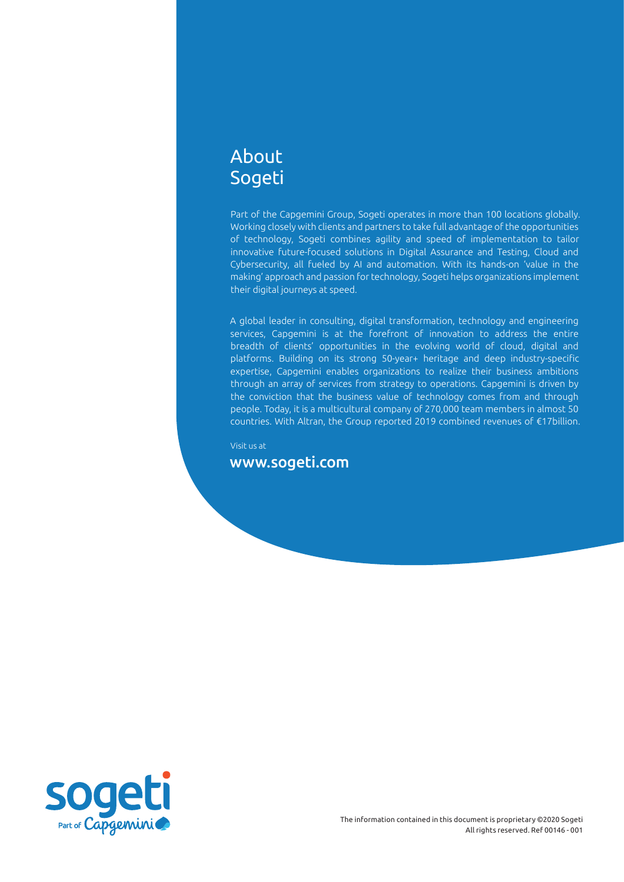# About Sogeti

Part of the Capgemini Group, Sogeti operates in more than 100 locations globally. Working closely with clients and partners to take full advantage of the opportunities of technology, Sogeti combines agility and speed of implementation to tailor innovative future-focused solutions in Digital Assurance and Testing, Cloud and Cybersecurity, all fueled by AI and automation. With its hands-on 'value in the making' approach and passion for technology, Sogeti helps organizations implement their digital journeys at speed.

A global leader in consulting, digital transformation, technology and engineering services, Capgemini is at the forefront of innovation to address the entire breadth of clients' opportunities in the evolving world of cloud, digital and platforms. Building on its strong 50-year+ heritage and deep industry-specific expertise, Capgemini enables organizations to realize their business ambitions through an array of services from strategy to operations. Capgemini is driven by the conviction that the business value of technology comes from and through people. Today, it is a multicultural company of 270,000 team members in almost 50 countries. With Altran, the Group reported 2019 combined revenues of €17billion.

Visit us at

**www.sogeti.com**

sogeti Part of Capgemini

The information contained in this document is proprietary ©2020 Sogeti All rights reserved. Ref 00146 - 001